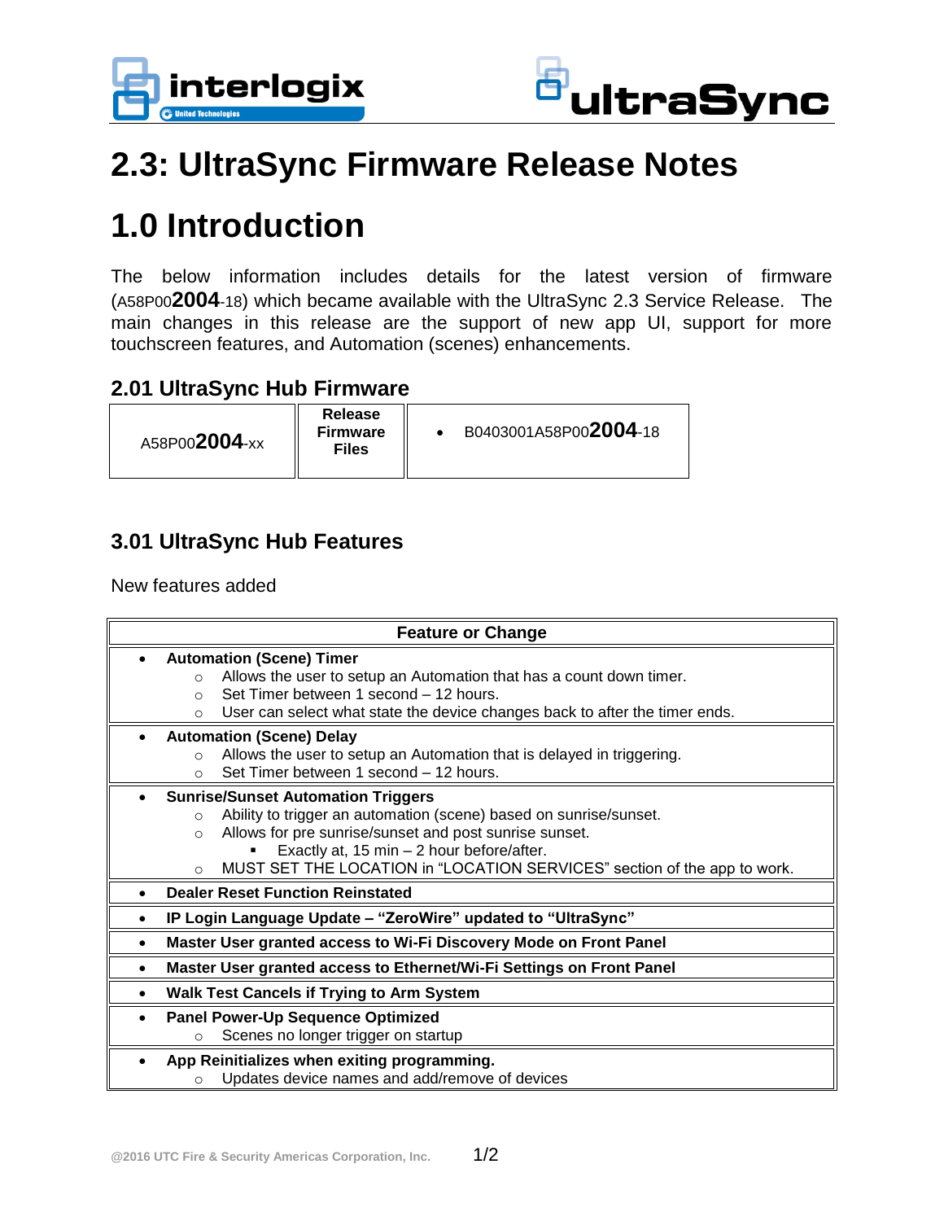# 2.3: UltraSync Firmware Release Notes

# 1.0 Introduction

The below information includes details for the latest version of firmware (A58P00**2004**-18) which became available with the UltraSync 2.3 Service Release. The main changes in this release are the support of new app UI, support for more touchscreen features, and Automation (scenes) enhancements.

## 2.01 UltraSync Hub Firmware

| A58P00**2004**-xx | **Release Firmware Files** | • B0403001A58P00**2004**-18 |
|---|---|---|

## 3.01 UltraSync Hub Features

New features added

| Feature or Change |
|---|
| • **Automation (Scene) Timer**<br>  ○ Allows the user to setup an Automation that has a count down timer.<br>  ○ Set Timer between 1 second – 12 hours.<br>  ○ User can select what state the device changes back to after the timer ends. |
| • **Automation (Scene) Delay**<br>  ○ Allows the user to setup an Automation that is delayed in triggering.<br>  ○ Set Timer between 1 second – 12 hours. |
| • **Sunrise/Sunset Automation Triggers**<br>  ○ Ability to trigger an automation (scene) based on sunrise/sunset.<br>  ○ Allows for pre sunrise/sunset and post sunrise sunset.<br>    ▪ Exactly at, 15 min – 2 hour before/after.<br>  ○ MUST SET THE LOCATION in "LOCATION SERVICES" section of the app to work. |
| • **Dealer Reset Function Reinstated** |
| • **IP Login Language Update – "ZeroWire" updated to "UltraSync"** |
| • **Master User granted access to Wi-Fi Discovery Mode on Front Panel** |
| • **Master User granted access to Ethernet/Wi-Fi Settings on Front Panel** |
| • **Walk Test Cancels if Trying to Arm System** |
| • **Panel Power-Up Sequence Optimized**<br>  ○ Scenes no longer trigger on startup |
| • **App Reinitializes when exiting programming.**<br>  ○ Updates device names and add/remove of devices |

@2016 UTC Fire & Security Americas Corporation, Inc.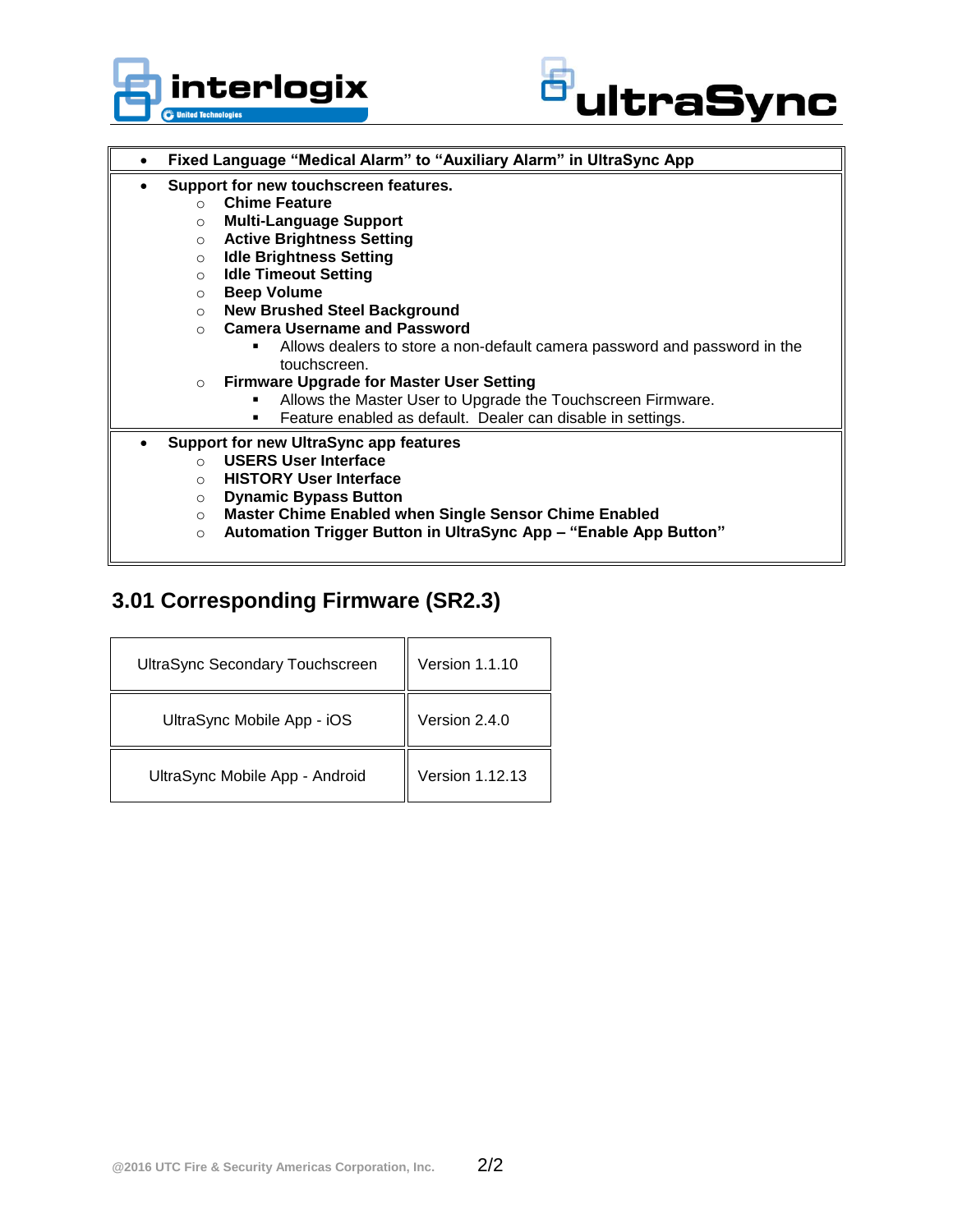- **Fixed Language "Medical Alarm" to "Auxiliary Alarm" in UltraSync App**

- **Support for new touchscreen features.**
  - **Chime Feature**
  - **Multi-Language Support**
  - **Active Brightness Setting**
  - **Idle Brightness Setting**
  - **Idle Timeout Setting**
  - **Beep Volume**
  - **New Brushed Steel Background**
  - **Camera Username and Password**
    - Allows dealers to store a non-default camera password and password in the touchscreen.
  - **Firmware Upgrade for Master User Setting**
    - Allows the Master User to Upgrade the Touchscreen Firmware.
    - Feature enabled as default. Dealer can disable in settings.

- **Support for new UltraSync app features**
  - **USERS User Interface**
  - **HISTORY User Interface**
  - **Dynamic Bypass Button**
  - **Master Chime Enabled when Single Sensor Chime Enabled**
  - **Automation Trigger Button in UltraSync App – "Enable App Button"**

## 3.01 Corresponding Firmware (SR2.3)

| | |
|---|---|
| UltraSync Secondary Touchscreen | Version 1.1.10 |
| UltraSync Mobile App - iOS | Version 2.4.0 |
| UltraSync Mobile App - Android | Version 1.12.13 |

@2016 UTC Fire & Security Americas Corporation, Inc.